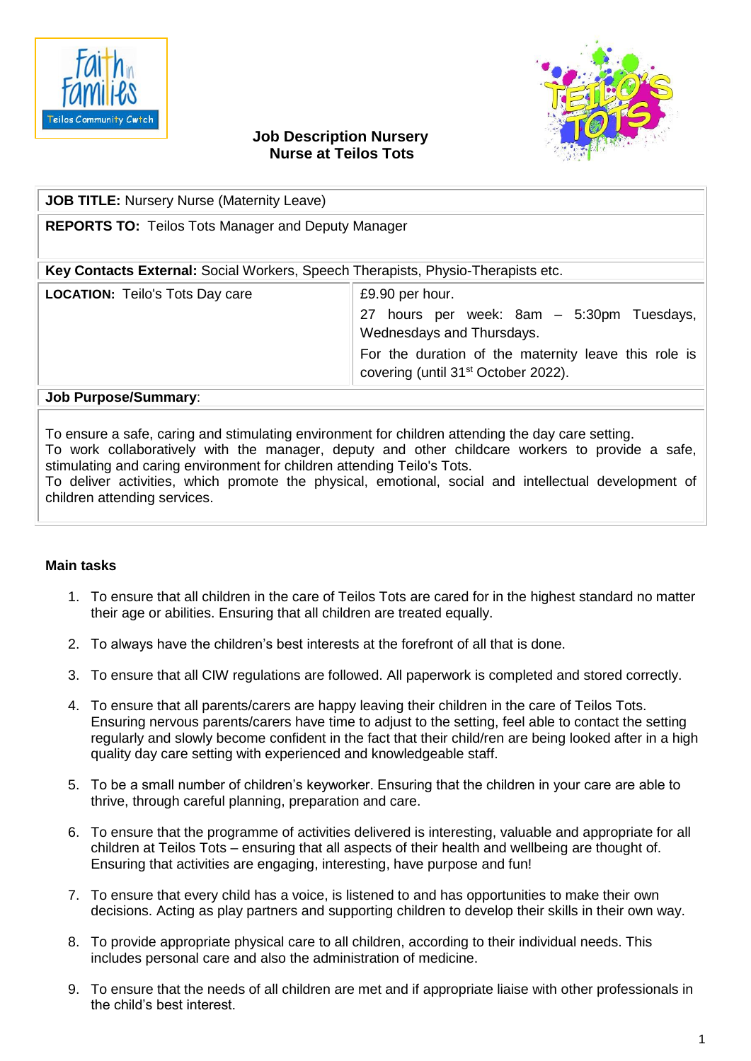# Job Description Nursery Nurse at Teilos Tots

| **JOB TITLE:** Nursery Nurse (Maternity Leave) | |
|---|---|
| **REPORTS TO:** Teilos Tots Manager and Deputy Manager | |
| **Key Contacts External:** Social Workers, Speech Therapists, Physio-Therapists etc. | |
| **LOCATION:** Teilo's Tots Day care | £9.90 per hour.<br>27 hours per week: 8am – 5:30pm Tuesdays, Wednesdays and Thursdays.<br>For the duration of the maternity leave this role is covering (until 31st October 2022). |

**Job Purpose/Summary**:

To ensure a safe, caring and stimulating environment for children attending the day care setting.
To work collaboratively with the manager, deputy and other childcare workers to provide a safe, stimulating and caring environment for children attending Teilo's Tots.
To deliver activities, which promote the physical, emotional, social and intellectual development of children attending services.

**Main tasks**

1. To ensure that all children in the care of Teilos Tots are cared for in the highest standard no matter their age or abilities. Ensuring that all children are treated equally.
2. To always have the children's best interests at the forefront of all that is done.
3. To ensure that all CIW regulations are followed. All paperwork is completed and stored correctly.
4. To ensure that all parents/carers are happy leaving their children in the care of Teilos Tots. Ensuring nervous parents/carers have time to adjust to the setting, feel able to contact the setting regularly and slowly become confident in the fact that their child/ren are being looked after in a high quality day care setting with experienced and knowledgeable staff.
5. To be a small number of children's keyworker. Ensuring that the children in your care are able to thrive, through careful planning, preparation and care.
6. To ensure that the programme of activities delivered is interesting, valuable and appropriate for all children at Teilos Tots – ensuring that all aspects of their health and wellbeing are thought of. Ensuring that activities are engaging, interesting, have purpose and fun!
7. To ensure that every child has a voice, is listened to and has opportunities to make their own decisions. Acting as play partners and supporting children to develop their skills in their own way.
8. To provide appropriate physical care to all children, according to their individual needs. This includes personal care and also the administration of medicine.
9. To ensure that the needs of all children are met and if appropriate liaise with other professionals in the child's best interest.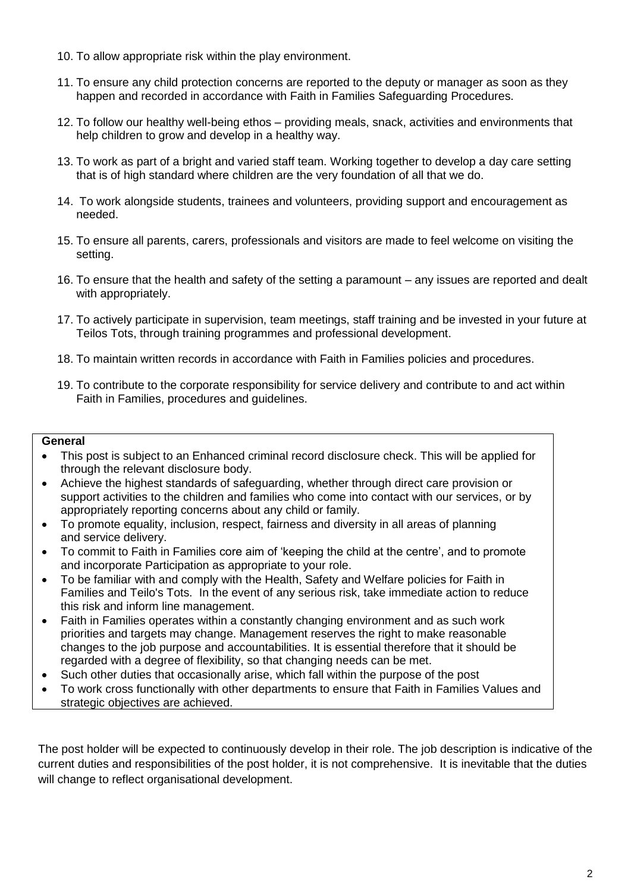10. To allow appropriate risk within the play environment.

11. To ensure any child protection concerns are reported to the deputy or manager as soon as they happen and recorded in accordance with Faith in Families Safeguarding Procedures.

12. To follow our healthy well-being ethos – providing meals, snack, activities and environments that help children to grow and develop in a healthy way.

13. To work as part of a bright and varied staff team. Working together to develop a day care setting that is of high standard where children are the very foundation of all that we do.

14. To work alongside students, trainees and volunteers, providing support and encouragement as needed.

15. To ensure all parents, carers, professionals and visitors are made to feel welcome on visiting the setting.

16. To ensure that the health and safety of the setting a paramount – any issues are reported and dealt with appropriately.

17. To actively participate in supervision, team meetings, staff training and be invested in your future at Teilos Tots, through training programmes and professional development.

18. To maintain written records in accordance with Faith in Families policies and procedures.

19. To contribute to the corporate responsibility for service delivery and contribute to and act within Faith in Families, procedures and guidelines.

**General**

- This post is subject to an Enhanced criminal record disclosure check. This will be applied for through the relevant disclosure body.
- Achieve the highest standards of safeguarding, whether through direct care provision or support activities to the children and families who come into contact with our services, or by appropriately reporting concerns about any child or family.
- To promote equality, inclusion, respect, fairness and diversity in all areas of planning and service delivery.
- To commit to Faith in Families core aim of 'keeping the child at the centre', and to promote and incorporate Participation as appropriate to your role.
- To be familiar with and comply with the Health, Safety and Welfare policies for Faith in Families and Teilo's Tots. In the event of any serious risk, take immediate action to reduce this risk and inform line management.
- Faith in Families operates within a constantly changing environment and as such work priorities and targets may change. Management reserves the right to make reasonable changes to the job purpose and accountabilities. It is essential therefore that it should be regarded with a degree of flexibility, so that changing needs can be met.
- Such other duties that occasionally arise, which fall within the purpose of the post
- To work cross functionally with other departments to ensure that Faith in Families Values and strategic objectives are achieved.

The post holder will be expected to continuously develop in their role. The job description is indicative of the current duties and responsibilities of the post holder, it is not comprehensive. It is inevitable that the duties will change to reflect organisational development.